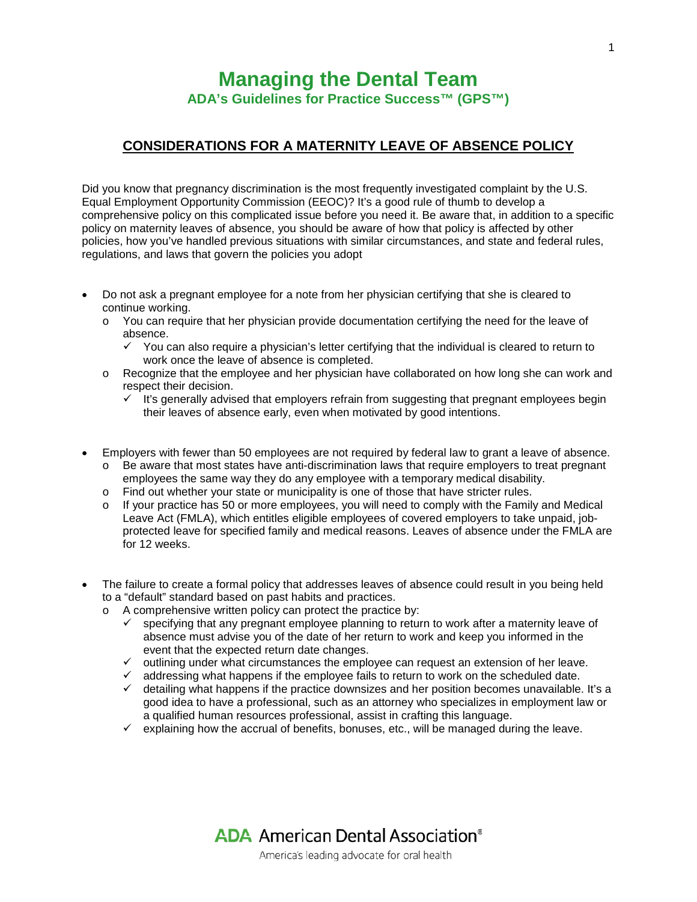# Managing the Dental Team

**ADA's Guidelines for Practice Success™ (GPS™)**

## CONSIDERATIONS FOR A MATERNITY LEAVE OF ABSENCE POLICY

Did you know that pregnancy discrimination is the most frequently investigated complaint by the U.S. Equal Employment Opportunity Commission (EEOC)? It's a good rule of thumb to develop a comprehensive policy on this complicated issue before you need it. Be aware that, in addition to a specific policy on maternity leaves of absence, you should be aware of how that policy is affected by other policies, how you've handled previous situations with similar circumstances, and state and federal rules, regulations, and laws that govern the policies you adopt

- Do not ask a pregnant employee for a note from her physician certifying that she is cleared to continue working.
  - You can require that her physician provide documentation certifying the need for the leave of absence.
    - ✓ You can also require a physician's letter certifying that the individual is cleared to return to work once the leave of absence is completed.
  - Recognize that the employee and her physician have collaborated on how long she can work and respect their decision.
    - ✓ It's generally advised that employers refrain from suggesting that pregnant employees begin their leaves of absence early, even when motivated by good intentions.

- Employers with fewer than 50 employees are not required by federal law to grant a leave of absence.
  - Be aware that most states have anti-discrimination laws that require employers to treat pregnant employees the same way they do any employee with a temporary medical disability.
  - Find out whether your state or municipality is one of those that have stricter rules.
  - If your practice has 50 or more employees, you will need to comply with the Family and Medical Leave Act (FMLA), which entitles eligible employees of covered employers to take unpaid, job-protected leave for specified family and medical reasons. Leaves of absence under the FMLA are for 12 weeks.

- The failure to create a formal policy that addresses leaves of absence could result in you being held to a "default" standard based on past habits and practices.
  - A comprehensive written policy can protect the practice by:
    - ✓ specifying that any pregnant employee planning to return to work after a maternity leave of absence must advise you of the date of her return to work and keep you informed in the event that the expected return date changes.
    - ✓ outlining under what circumstances the employee can request an extension of her leave.
    - ✓ addressing what happens if the employee fails to return to work on the scheduled date.
    - ✓ detailing what happens if the practice downsizes and her position becomes unavailable. It's a good idea to have a professional, such as an attorney who specializes in employment law or a qualified human resources professional, assist in crafting this language.
    - ✓ explaining how the accrual of benefits, bonuses, etc., will be managed during the leave.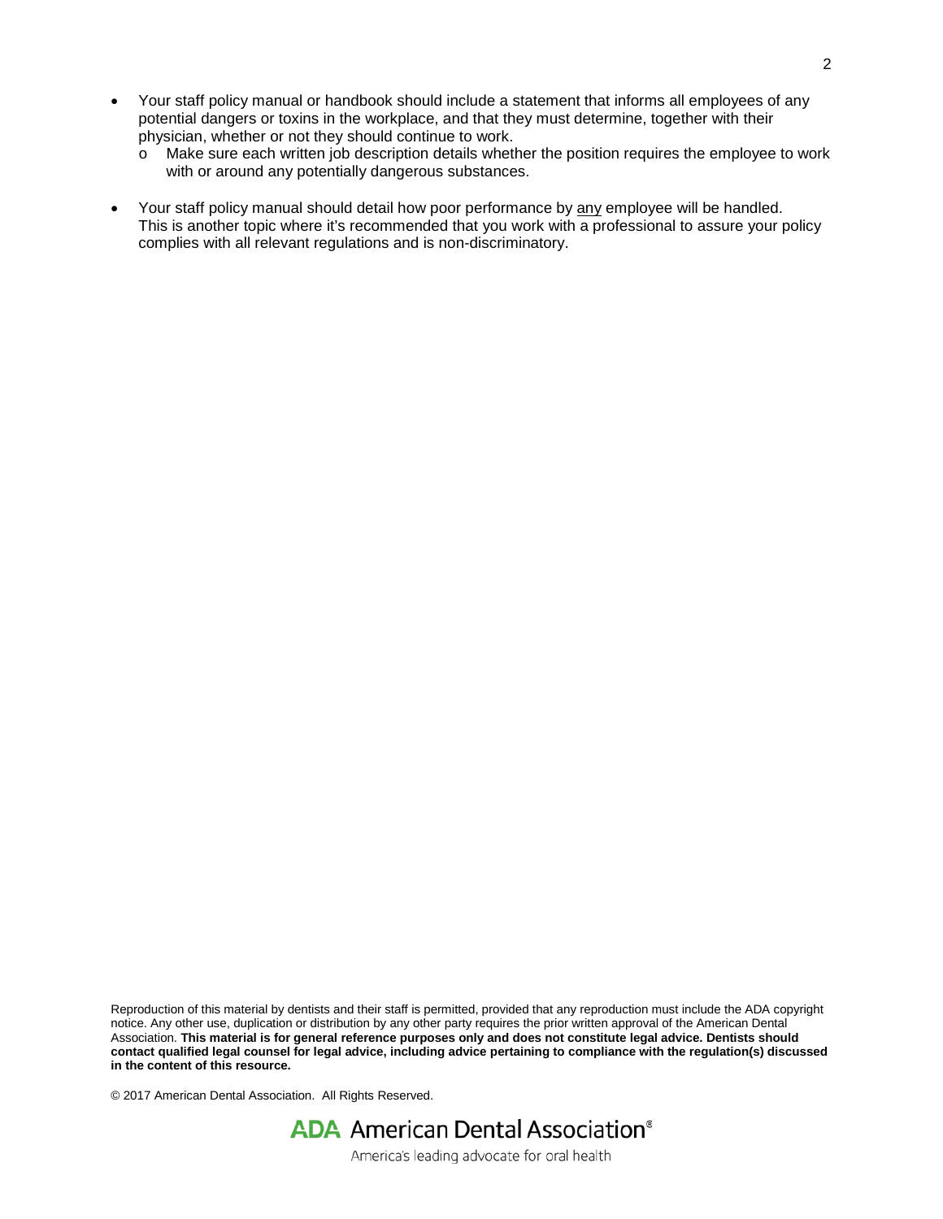- Your staff policy manual or handbook should include a statement that informs all employees of any potential dangers or toxins in the workplace, and that they must determine, together with their physician, whether or not they should continue to work.
  - Make sure each written job description details whether the position requires the employee to work with or around any potentially dangerous substances.

- Your staff policy manual should detail how poor performance by <u>any</u> employee will be handled. This is another topic where it's recommended that you work with a professional to assure your policy complies with all relevant regulations and is non-discriminatory.

Reproduction of this material by dentists and their staff is permitted, provided that any reproduction must include the ADA copyright notice. Any other use, duplication or distribution by any other party requires the prior written approval of the American Dental Association. **This material is for general reference purposes only and does not constitute legal advice. Dentists should contact qualified legal counsel for legal advice, including advice pertaining to compliance with the regulation(s) discussed in the content of this resource.**

© 2017 American Dental Association. All Rights Reserved.

ADA American Dental Association®

America's leading advocate for oral health